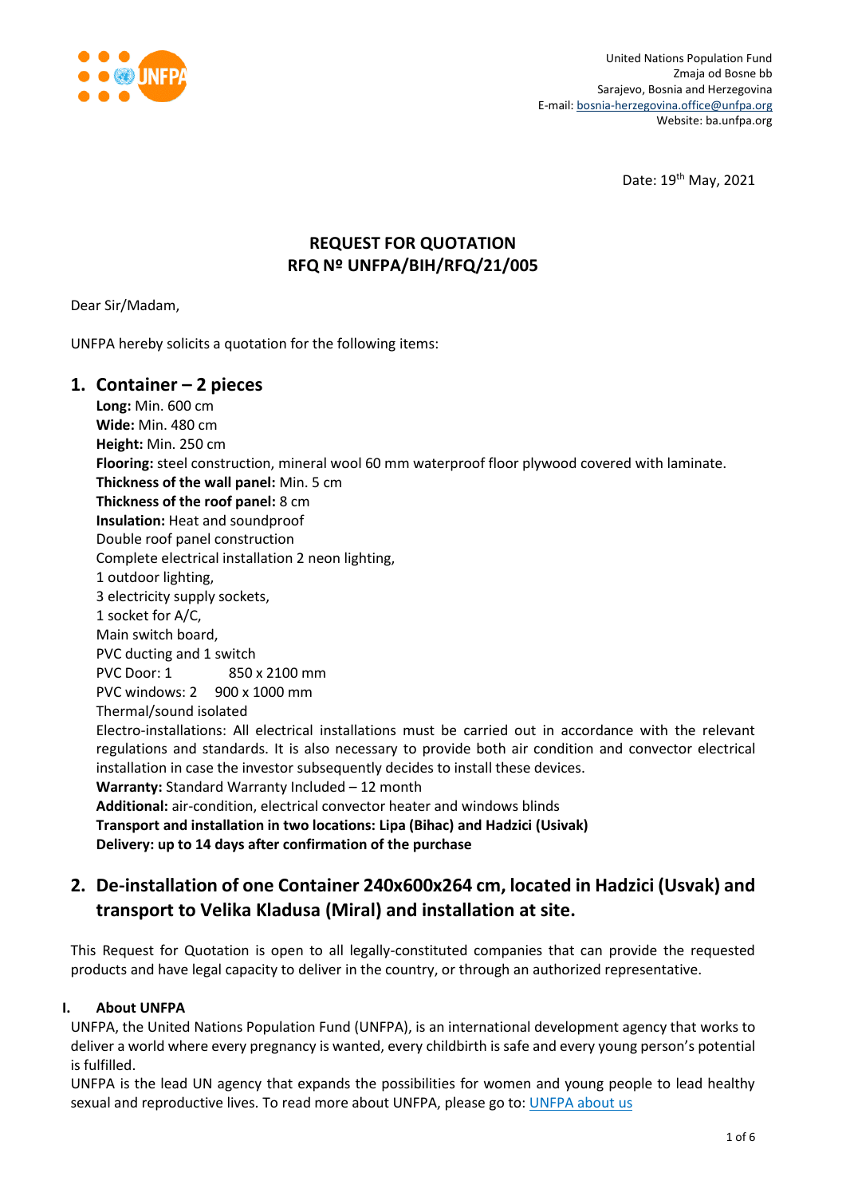United Nations Population Fund
Zmaja od Bosne bb
Sarajevo, Bosnia and Herzegovina
E-mail: bosnia-herzegovina.office@unfpa.org
Website: ba.unfpa.org

Date: 19th May, 2021

# REQUEST FOR QUOTATION
# RFQ Nº UNFPA/BIH/RFQ/21/005

Dear Sir/Madam,

UNFPA hereby solicits a quotation for the following items:

## 1. Container – 2 pieces

**Long:** Min. 600 cm
**Wide:** Min. 480 cm
**Height:** Min. 250 cm
**Flooring:** steel construction, mineral wool 60 mm waterproof floor plywood covered with laminate.
**Thickness of the wall panel:** Min. 5 cm
**Thickness of the roof panel:** 8 cm
**Insulation:** Heat and soundproof
Double roof panel construction
Complete electrical installation 2 neon lighting,
1 outdoor lighting,
3 electricity supply sockets,
1 socket for A/C,
Main switch board,
PVC ducting and 1 switch
PVC Door: 1 850 x 2100 mm
PVC windows: 2 900 x 1000 mm
Thermal/sound isolated
Electro-installations: All electrical installations must be carried out in accordance with the relevant regulations and standards. It is also necessary to provide both air condition and convector electrical installation in case the investor subsequently decides to install these devices.
**Warranty:** Standard Warranty Included – 12 month
**Additional:** air-condition, electrical convector heater and windows blinds
**Transport and installation in two locations: Lipa (Bihac) and Hadzici (Usivak)**
**Delivery: up to 14 days after confirmation of the purchase**

## 2. De-installation of one Container 240x600x264 cm, located in Hadzici (Usvak) and transport to Velika Kladusa (Miral) and installation at site.

This Request for Quotation is open to all legally-constituted companies that can provide the requested products and have legal capacity to deliver in the country, or through an authorized representative.

### I. About UNFPA

UNFPA, the United Nations Population Fund (UNFPA), is an international development agency that works to deliver a world where every pregnancy is wanted, every childbirth is safe and every young person's potential is fulfilled.

UNFPA is the lead UN agency that expands the possibilities for women and young people to lead healthy sexual and reproductive lives. To read more about UNFPA, please go to: UNFPA about us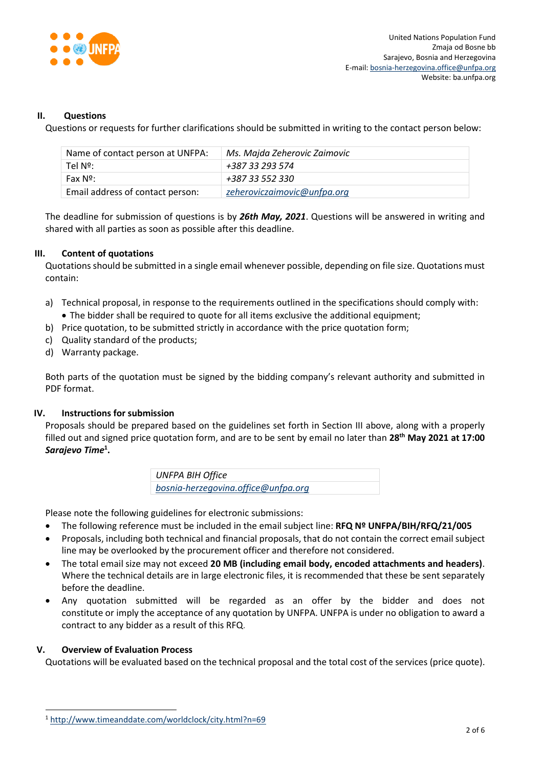United Nations Population Fund
Zmaja od Bosne bb
Sarajevo, Bosnia and Herzegovina
E-mail: bosnia-herzegovina.office@unfpa.org
Website: ba.unfpa.org

## II. Questions

Questions or requests for further clarifications should be submitted in writing to the contact person below:

| | |
|---|---|
| Name of contact person at UNFPA: | *Ms. Majda Zeherovic Zaimovic* |
| Tel Nº: | *+387 33 293 574* |
| Fax Nº: | *+387 33 552 330* |
| Email address of contact person: | *zeheroviczaimovic@unfpa.org* |

The deadline for submission of questions is by ***26th May, 2021***. Questions will be answered in writing and shared with all parties as soon as possible after this deadline.

## III. Content of quotations

Quotations should be submitted in a single email whenever possible, depending on file size. Quotations must contain:

a) Technical proposal, in response to the requirements outlined in the specifications should comply with:
   - The bidder shall be required to quote for all items exclusive the additional equipment;

b) Price quotation, to be submitted strictly in accordance with the price quotation form;

c) Quality standard of the products;

d) Warranty package.

Both parts of the quotation must be signed by the bidding company's relevant authority and submitted in PDF format.

## IV. Instructions for submission

Proposals should be prepared based on the guidelines set forth in Section III above, along with a properly filled out and signed price quotation form, and are to be sent by email no later than **28th May 2021 at 17:00 *Sarajevo Time*[1].**

| |
|---|
| *UNFPA BIH Office* |
| *bosnia-herzegovina.office@unfpa.org* |

Please note the following guidelines for electronic submissions:

- The following reference must be included in the email subject line: **RFQ Nº UNFPA/BIH/RFQ/21/005**
- Proposals, including both technical and financial proposals, that do not contain the correct email subject line may be overlooked by the procurement officer and therefore not considered.
- The total email size may not exceed **20 MB (including email body, encoded attachments and headers)**. Where the technical details are in large electronic files, it is recommended that these be sent separately before the deadline.
- Any quotation submitted will be regarded as an offer by the bidder and does not constitute or imply the acceptance of any quotation by UNFPA. UNFPA is under no obligation to award a contract to any bidder as a result of this RFQ.

## V. Overview of Evaluation Process

Quotations will be evaluated based on the technical proposal and the total cost of the services (price quote).

[1] http://www.timeanddate.com/worldclock/city.html?n=69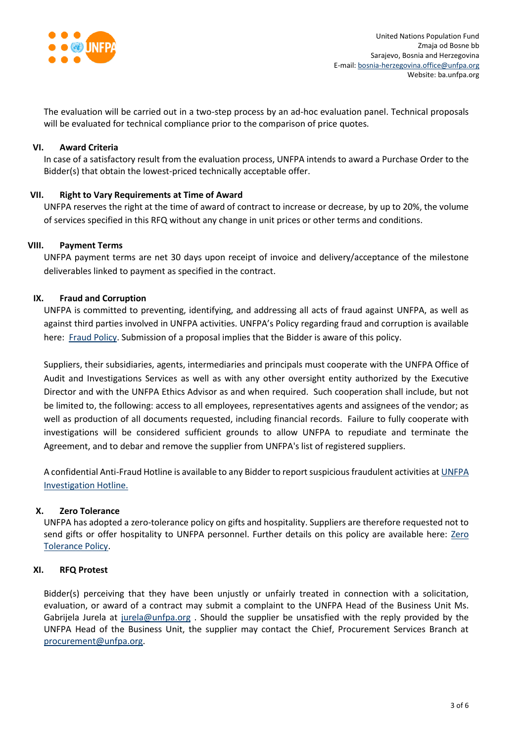The evaluation will be carried out in a two-step process by an ad-hoc evaluation panel. Technical proposals will be evaluated for technical compliance prior to the comparison of price quotes.

## VI. Award Criteria

In case of a satisfactory result from the evaluation process, UNFPA intends to award a Purchase Order to the Bidder(s) that obtain the lowest-priced technically acceptable offer.

## VII. Right to Vary Requirements at Time of Award

UNFPA reserves the right at the time of award of contract to increase or decrease, by up to 20%, the volume of services specified in this RFQ without any change in unit prices or other terms and conditions.

## VIII. Payment Terms

UNFPA payment terms are net 30 days upon receipt of invoice and delivery/acceptance of the milestone deliverables linked to payment as specified in the contract.

## IX. Fraud and Corruption

UNFPA is committed to preventing, identifying, and addressing all acts of fraud against UNFPA, as well as against third parties involved in UNFPA activities. UNFPA's Policy regarding fraud and corruption is available here: Fraud Policy. Submission of a proposal implies that the Bidder is aware of this policy.

Suppliers, their subsidiaries, agents, intermediaries and principals must cooperate with the UNFPA Office of Audit and Investigations Services as well as with any other oversight entity authorized by the Executive Director and with the UNFPA Ethics Advisor as and when required. Such cooperation shall include, but not be limited to, the following: access to all employees, representatives agents and assignees of the vendor; as well as production of all documents requested, including financial records. Failure to fully cooperate with investigations will be considered sufficient grounds to allow UNFPA to repudiate and terminate the Agreement, and to debar and remove the supplier from UNFPA's list of registered suppliers.

A confidential Anti-Fraud Hotline is available to any Bidder to report suspicious fraudulent activities at UNFPA Investigation Hotline.

## X. Zero Tolerance

UNFPA has adopted a zero-tolerance policy on gifts and hospitality. Suppliers are therefore requested not to send gifts or offer hospitality to UNFPA personnel. Further details on this policy are available here: Zero Tolerance Policy.

## XI. RFQ Protest

Bidder(s) perceiving that they have been unjustly or unfairly treated in connection with a solicitation, evaluation, or award of a contract may submit a complaint to the UNFPA Head of the Business Unit Ms. Gabrijela Jurela at jurela@unfpa.org . Should the supplier be unsatisfied with the reply provided by the UNFPA Head of the Business Unit, the supplier may contact the Chief, Procurement Services Branch at procurement@unfpa.org.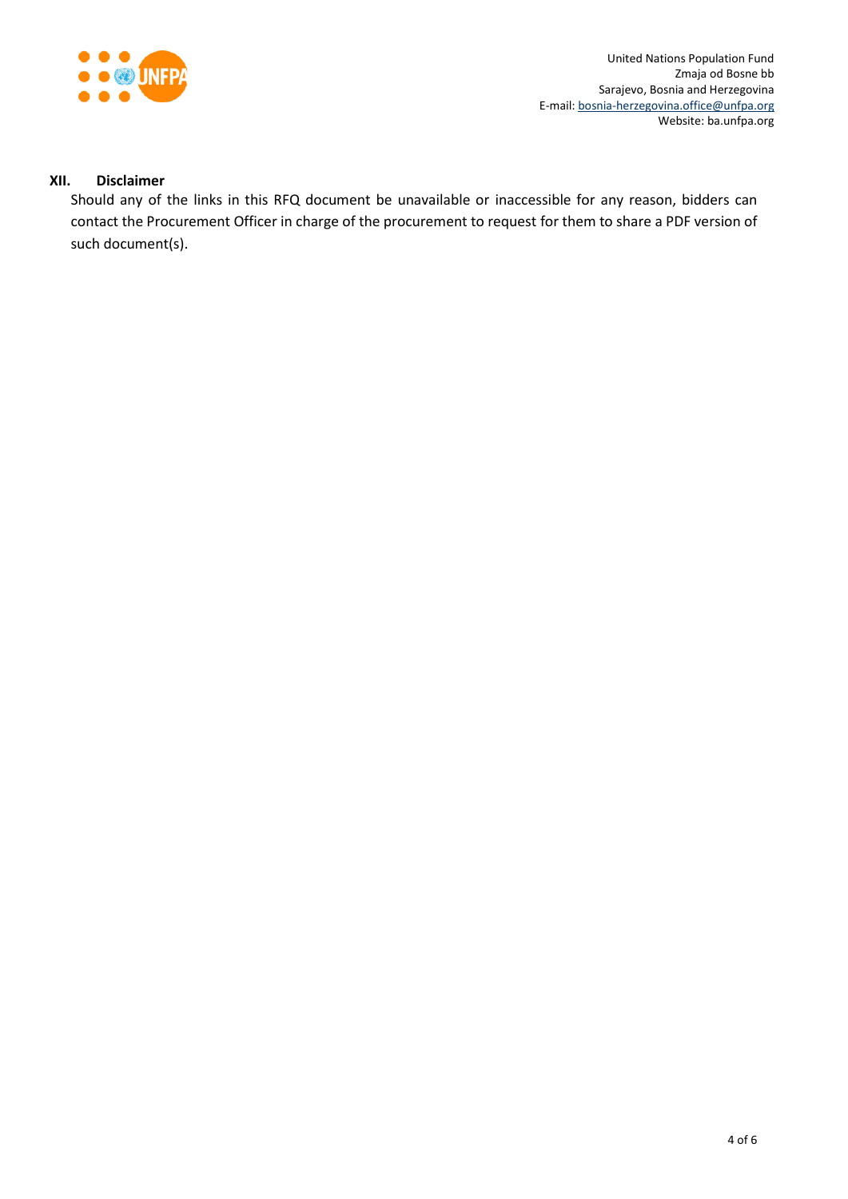## XII. Disclaimer

Should any of the links in this RFQ document be unavailable or inaccessible for any reason, bidders can contact the Procurement Officer in charge of the procurement to request for them to share a PDF version of such document(s).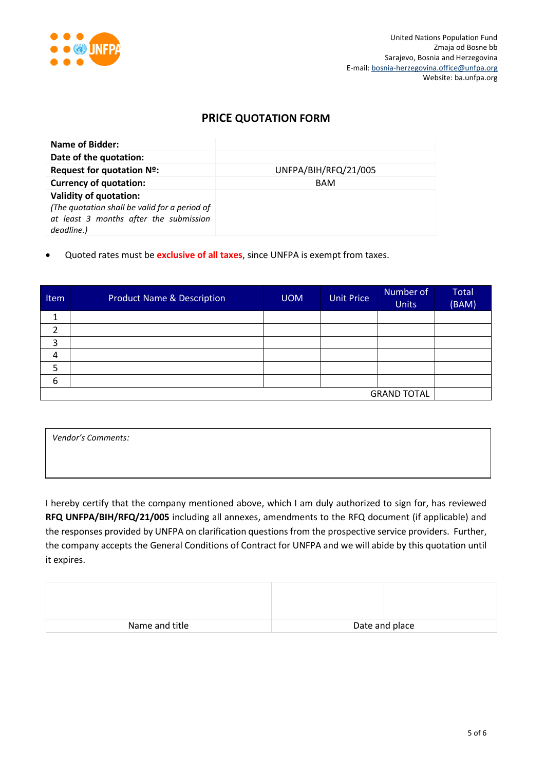United Nations Population Fund
Zmaja od Bosne bb
Sarajevo, Bosnia and Herzegovina
E-mail: bosnia-herzegovina.office@unfpa.org
Website: ba.unfpa.org

## PRICE QUOTATION FORM

| | |
|---|---|
| **Name of Bidder:** | |
| **Date of the quotation:** | |
| **Request for quotation Nº:** | UNFPA/BIH/RFQ/21/005 |
| **Currency of quotation:** | BAM |
| **Validity of quotation:** *(The quotation shall be valid for a period of at least 3 months after the submission deadline.)* | |

- Quoted rates must be **exclusive of all taxes**, since UNFPA is exempt from taxes.

| Item | Product Name & Description | UOM | Unit Price | Number of Units | Total (BAM) |
|---|---|---|---|---|---|
| 1 | | | | | |
| 2 | | | | | |
| 3 | | | | | |
| 4 | | | | | |
| 5 | | | | | |
| 6 | | | | | |
| | | | | GRAND TOTAL | |

*Vendor's Comments:*

I hereby certify that the company mentioned above, which I am duly authorized to sign for, has reviewed **RFQ UNFPA/BIH/RFQ/21/005** including all annexes, amendments to the RFQ document (if applicable) and the responses provided by UNFPA on clarification questions from the prospective service providers. Further, the company accepts the General Conditions of Contract for UNFPA and we will abide by this quotation until it expires.

| | | |
|---|---|---|
| | | |
| Name and title | Date and place | |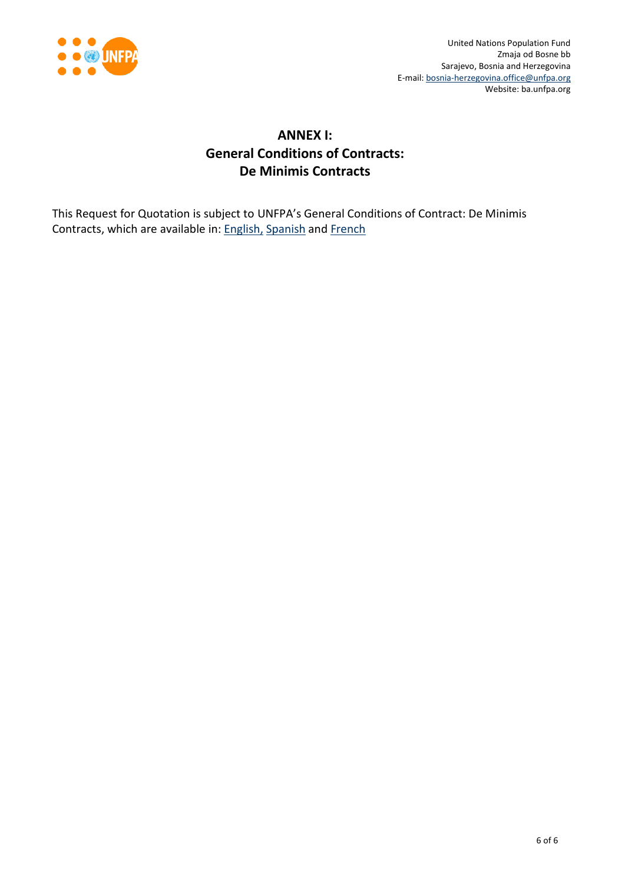United Nations Population Fund
Zmaja od Bosne bb
Sarajevo, Bosnia and Herzegovina
E-mail: bosnia-herzegovina.office@unfpa.org
Website: ba.unfpa.org

# ANNEX I: General Conditions of Contracts: De Minimis Contracts

This Request for Quotation is subject to UNFPA's General Conditions of Contract: De Minimis Contracts, which are available in: English, Spanish and French